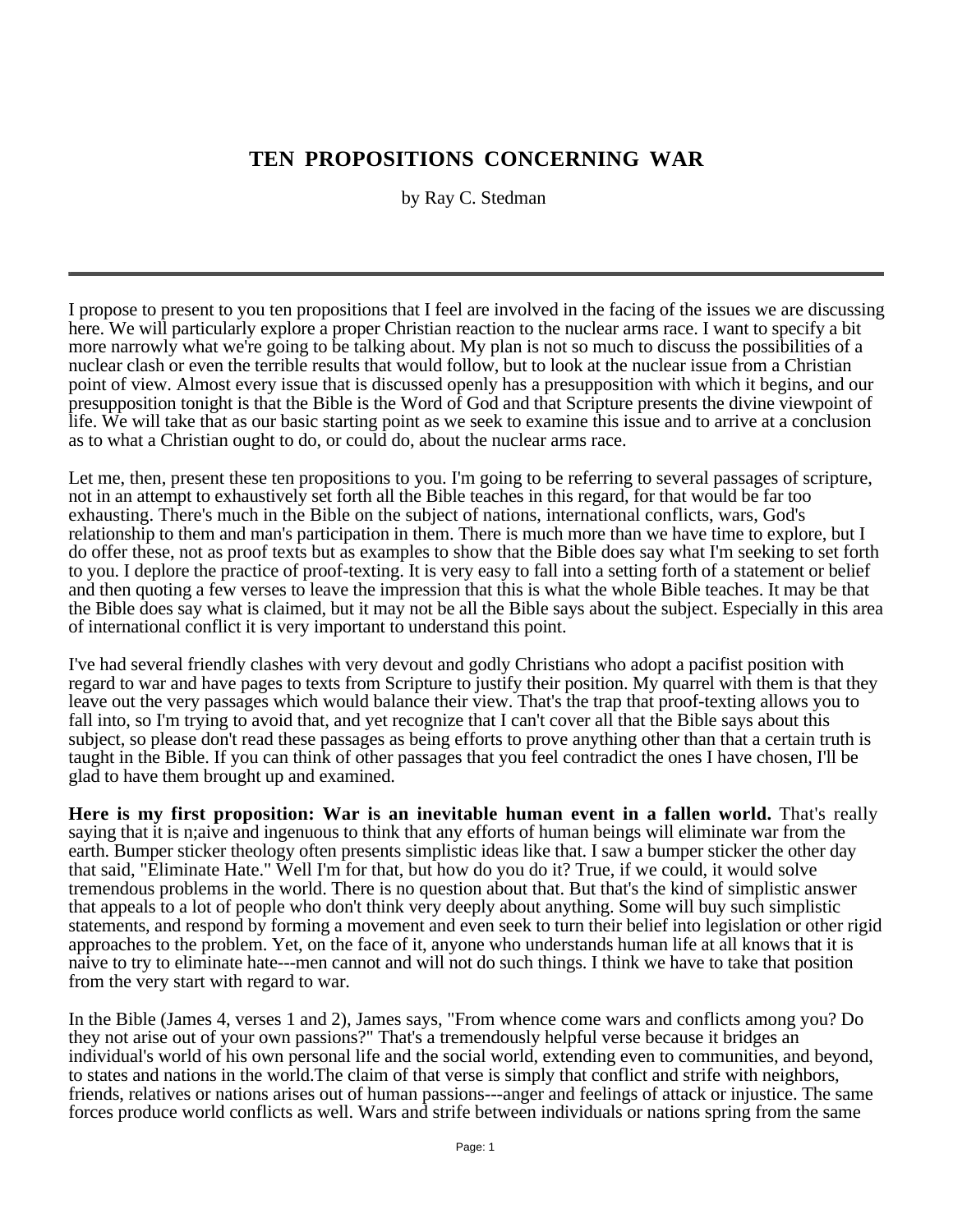# TEN PROPOSITIONS CONCERNING WAR

by Ray C. Stedman

---

I propose to present to you ten propositions that I feel are involved in the facing of the issues we are discussing here. We will particularly explore a proper Christian reaction to the nuclear arms race. I want to specify a bit more narrowly what we're going to be talking about. My plan is not so much to discuss the possibilities of a nuclear clash or even the terrible results that would follow, but to look at the nuclear issue from a Christian point of view. Almost every issue that is discussed openly has a presupposition with which it begins, and our presupposition tonight is that the Bible is the Word of God and that Scripture presents the divine viewpoint of life. We will take that as our basic starting point as we seek to examine this issue and to arrive at a conclusion as to what a Christian ought to do, or could do, about the nuclear arms race.

Let me, then, present these ten propositions to you. I'm going to be referring to several passages of scripture, not in an attempt to exhaustively set forth all the Bible teaches in this regard, for that would be far too exhausting. There's much in the Bible on the subject of nations, international conflicts, wars, God's relationship to them and man's participation in them. There is much more than we have time to explore, but I do offer these, not as proof texts but as examples to show that the Bible does say what I'm seeking to set forth to you. I deplore the practice of proof-texting. It is very easy to fall into a setting forth of a statement or belief and then quoting a few verses to leave the impression that this is what the whole Bible teaches. It may be that the Bible does say what is claimed, but it may not be all the Bible says about the subject. Especially in this area of international conflict it is very important to understand this point.

I've had several friendly clashes with very devout and godly Christians who adopt a pacifist position with regard to war and have pages to texts from Scripture to justify their position. My quarrel with them is that they leave out the very passages which would balance their view. That's the trap that proof-texting allows you to fall into, so I'm trying to avoid that, and yet recognize that I can't cover all that the Bible says about this subject, so please don't read these passages as being efforts to prove anything other than that a certain truth is taught in the Bible. If you can think of other passages that you feel contradict the ones I have chosen, I'll be glad to have them brought up and examined.

**Here is my first proposition: War is an inevitable human event in a fallen world.** That's really saying that it is n;aive and ingenuous to think that any efforts of human beings will eliminate war from the earth. Bumper sticker theology often presents simplistic ideas like that. I saw a bumper sticker the other day that said, "Eliminate Hate." Well I'm for that, but how do you do it? True, if we could, it would solve tremendous problems in the world. There is no question about that. But that's the kind of simplistic answer that appeals to a lot of people who don't think very deeply about anything. Some will buy such simplistic statements, and respond by forming a movement and even seek to turn their belief into legislation or other rigid approaches to the problem. Yet, on the face of it, anyone who understands human life at all knows that it is naive to try to eliminate hate---men cannot and will not do such things. I think we have to take that position from the very start with regard to war.

In the Bible (James 4, verses 1 and 2), James says, "From whence come wars and conflicts among you? Do they not arise out of your own passions?" That's a tremendously helpful verse because it bridges an individual's world of his own personal life and the social world, extending even to communities, and beyond, to states and nations in the world.The claim of that verse is simply that conflict and strife with neighbors, friends, relatives or nations arises out of human passions---anger and feelings of attack or injustice. The same forces produce world conflicts as well. Wars and strife between individuals or nations spring from the same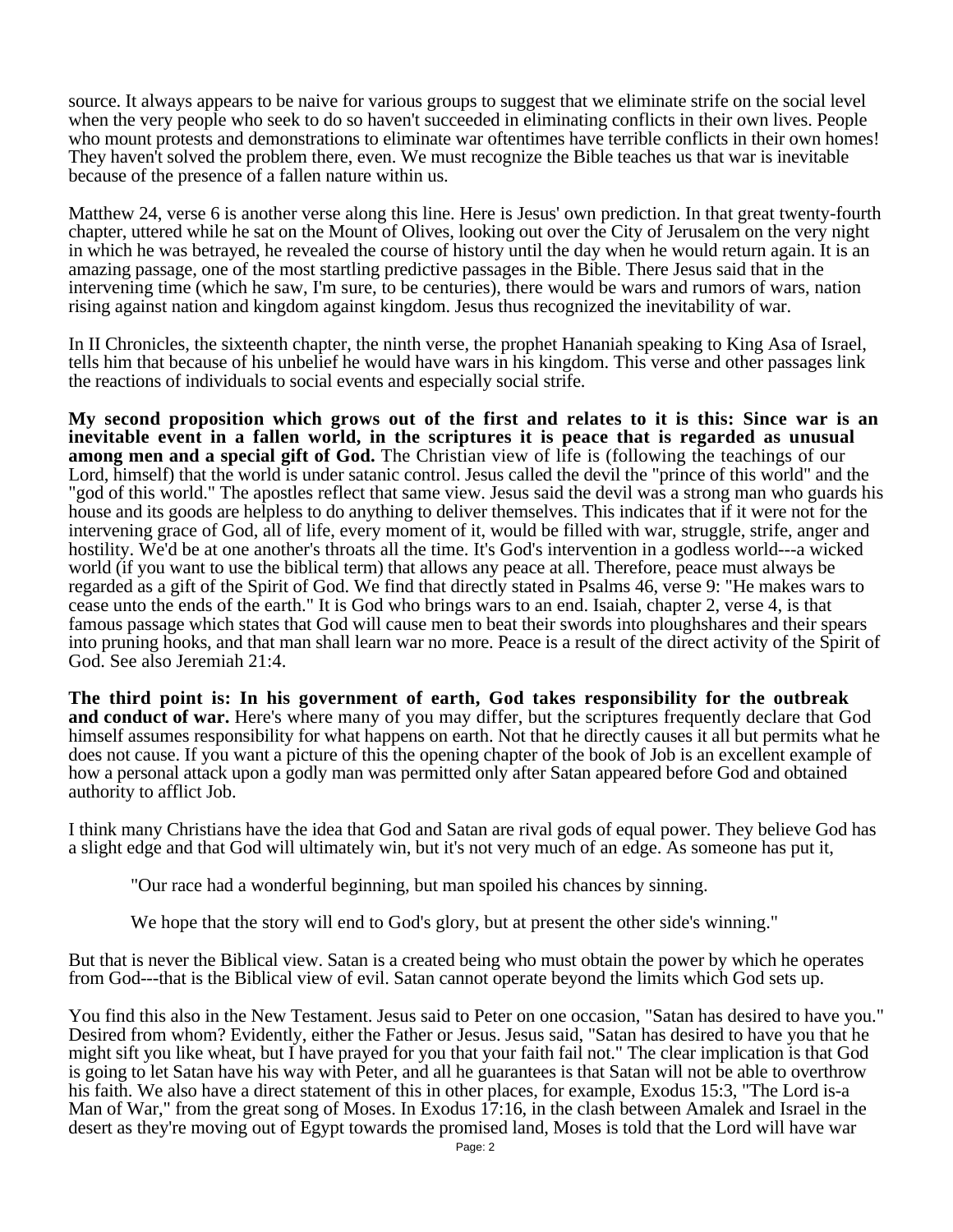source. It always appears to be naive for various groups to suggest that we eliminate strife on the social level when the very people who seek to do so haven't succeeded in eliminating conflicts in their own lives. People who mount protests and demonstrations to eliminate war oftentimes have terrible conflicts in their own homes! They haven't solved the problem there, even. We must recognize the Bible teaches us that war is inevitable because of the presence of a fallen nature within us.

Matthew 24, verse 6 is another verse along this line. Here is Jesus' own prediction. In that great twenty-fourth chapter, uttered while he sat on the Mount of Olives, looking out over the City of Jerusalem on the very night in which he was betrayed, he revealed the course of history until the day when he would return again. It is an amazing passage, one of the most startling predictive passages in the Bible. There Jesus said that in the intervening time (which he saw, I'm sure, to be centuries), there would be wars and rumors of wars, nation rising against nation and kingdom against kingdom. Jesus thus recognized the inevitability of war.

In II Chronicles, the sixteenth chapter, the ninth verse, the prophet Hananiah speaking to King Asa of Israel, tells him that because of his unbelief he would have wars in his kingdom. This verse and other passages link the reactions of individuals to social events and especially social strife.

**My second proposition which grows out of the first and relates to it is this: Since war is an inevitable event in a fallen world, in the scriptures it is peace that is regarded as unusual among men and a special gift of God.** The Christian view of life is (following the teachings of our Lord, himself) that the world is under satanic control. Jesus called the devil the "prince of this world" and the "god of this world." The apostles reflect that same view. Jesus said the devil was a strong man who guards his house and its goods are helpless to do anything to deliver themselves. This indicates that if it were not for the intervening grace of God, all of life, every moment of it, would be filled with war, struggle, strife, anger and hostility. We'd be at one another's throats all the time. It's God's intervention in a godless world---a wicked world (if you want to use the biblical term) that allows any peace at all. Therefore, peace must always be regarded as a gift of the Spirit of God. We find that directly stated in Psalms 46, verse 9: "He makes wars to cease unto the ends of the earth." It is God who brings wars to an end. Isaiah, chapter 2, verse 4, is that famous passage which states that God will cause men to beat their swords into ploughshares and their spears into pruning hooks, and that man shall learn war no more. Peace is a result of the direct activity of the Spirit of God. See also Jeremiah 21:4.

**The third point is: In his government of earth, God takes responsibility for the outbreak and conduct of war.** Here's where many of you may differ, but the scriptures frequently declare that God himself assumes responsibility for what happens on earth. Not that he directly causes it all but permits what he does not cause. If you want a picture of this the opening chapter of the book of Job is an excellent example of how a personal attack upon a godly man was permitted only after Satan appeared before God and obtained authority to afflict Job.

I think many Christians have the idea that God and Satan are rival gods of equal power. They believe God has a slight edge and that God will ultimately win, but it's not very much of an edge. As someone has put it,

> "Our race had a wonderful beginning, but man spoiled his chances by sinning.
>
> We hope that the story will end to God's glory, but at present the other side's winning."

But that is never the Biblical view. Satan is a created being who must obtain the power by which he operates from God---that is the Biblical view of evil. Satan cannot operate beyond the limits which God sets up.

You find this also in the New Testament. Jesus said to Peter on one occasion, "Satan has desired to have you." Desired from whom? Evidently, either the Father or Jesus. Jesus said, "Satan has desired to have you that he might sift you like wheat, but I have prayed for you that your faith fail not." The clear implication is that God is going to let Satan have his way with Peter, and all he guarantees is that Satan will not be able to overthrow his faith. We also have a direct statement of this in other places, for example, Exodus 15:3, "The Lord is-a Man of War," from the great song of Moses. In Exodus 17:16, in the clash between Amalek and Israel in the desert as they're moving out of Egypt towards the promised land, Moses is told that the Lord will have war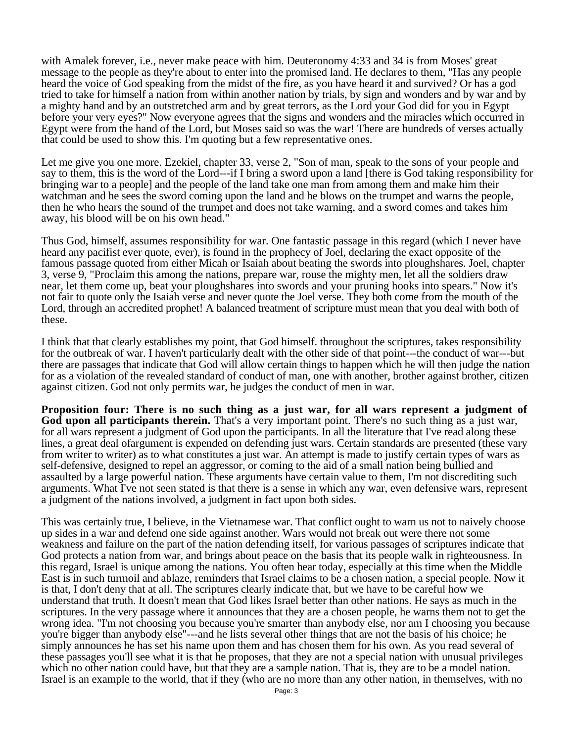with Amalek forever, i.e., never make peace with him. Deuteronomy 4:33 and 34 is from Moses' great message to the people as they're about to enter into the promised land. He declares to them, "Has any people heard the voice of God speaking from the midst of the fire, as you have heard it and survived? Or has a god tried to take for himself a nation from within another nation by trials, by sign and wonders and by war and by a mighty hand and by an outstretched arm and by great terrors, as the Lord your God did for you in Egypt before your very eyes?" Now everyone agrees that the signs and wonders and the miracles which occurred in Egypt were from the hand of the Lord, but Moses said so was the war! There are hundreds of verses actually that could be used to show this. I'm quoting but a few representative ones.

Let me give you one more. Ezekiel, chapter 33, verse 2, "Son of man, speak to the sons of your people and say to them, this is the word of the Lord---if I bring a sword upon a land [there is God taking responsibility for bringing war to a people] and the people of the land take one man from among them and make him their watchman and he sees the sword coming upon the land and he blows on the trumpet and warns the people, then he who hears the sound of the trumpet and does not take warning, and a sword comes and takes him away, his blood will be on his own head."

Thus God, himself, assumes responsibility for war. One fantastic passage in this regard (which I never have heard any pacifist ever quote, ever), is found in the prophecy of Joel, declaring the exact opposite of the famous passage quoted from either Micah or Isaiah about beating the swords into ploughshares. Joel, chapter 3, verse 9, "Proclaim this among the nations, prepare war, rouse the mighty men, let all the soldiers draw near, let them come up, beat your ploughshares into swords and your pruning hooks into spears." Now it's not fair to quote only the Isaiah verse and never quote the Joel verse. They both come from the mouth of the Lord, through an accredited prophet! A balanced treatment of scripture must mean that you deal with both of these.

I think that that clearly establishes my point, that God himself. throughout the scriptures, takes responsibility for the outbreak of war. I haven't particularly dealt with the other side of that point---the conduct of war---but there are passages that indicate that God will allow certain things to happen which he will then judge the nation for as a violation of the revealed standard of conduct of man, one with another, brother against brother, citizen against citizen. God not only permits war, he judges the conduct of men in war.

**Proposition four: There is no such thing as a just war, for all wars represent a judgment of God upon all participants therein.** That's a very important point. There's no such thing as a just war, for all wars represent a judgment of God upon the participants. In all the literature that I've read along these lines, a great deal ofargument is expended on defending just wars. Certain standards are presented (these vary from writer to writer) as to what constitutes a just war. An attempt is made to justify certain types of wars as self-defensive, designed to repel an aggressor, or coming to the aid of a small nation being bullied and assaulted by a large powerful nation. These arguments have certain value to them, I'm not discrediting such arguments. What I've not seen stated is that there is a sense in which any war, even defensive wars, represent a judgment of the nations involved, a judgment in fact upon both sides.

This was certainly true, I believe, in the Vietnamese war. That conflict ought to warn us not to naively choose up sides in a war and defend one side against another. Wars would not break out were there not some weakness and failure on the part of the nation defending itself, for various passages of scriptures indicate that God protects a nation from war, and brings about peace on the basis that its people walk in righteousness. In this regard, Israel is unique among the nations. You often hear today, especially at this time when the Middle East is in such turmoil and ablaze, reminders that Israel claims to be a chosen nation, a special people. Now it is that, I don't deny that at all. The scriptures clearly indicate that, but we have to be careful how we understand that truth. It doesn't mean that God likes Israel better than other nations. He says as much in the scriptures. In the very passage where it announces that they are a chosen people, he warns them not to get the wrong idea. "I'm not choosing you because you're smarter than anybody else, nor am I choosing you because you're bigger than anybody else"---and he lists several other things that are not the basis of his choice; he simply announces he has set his name upon them and has chosen them for his own. As you read several of these passages you'll see what it is that he proposes, that they are not a special nation with unusual privileges which no other nation could have, but that they are a sample nation. That is, they are to be a model nation. Israel is an example to the world, that if they (who are no more than any other nation, in themselves, with no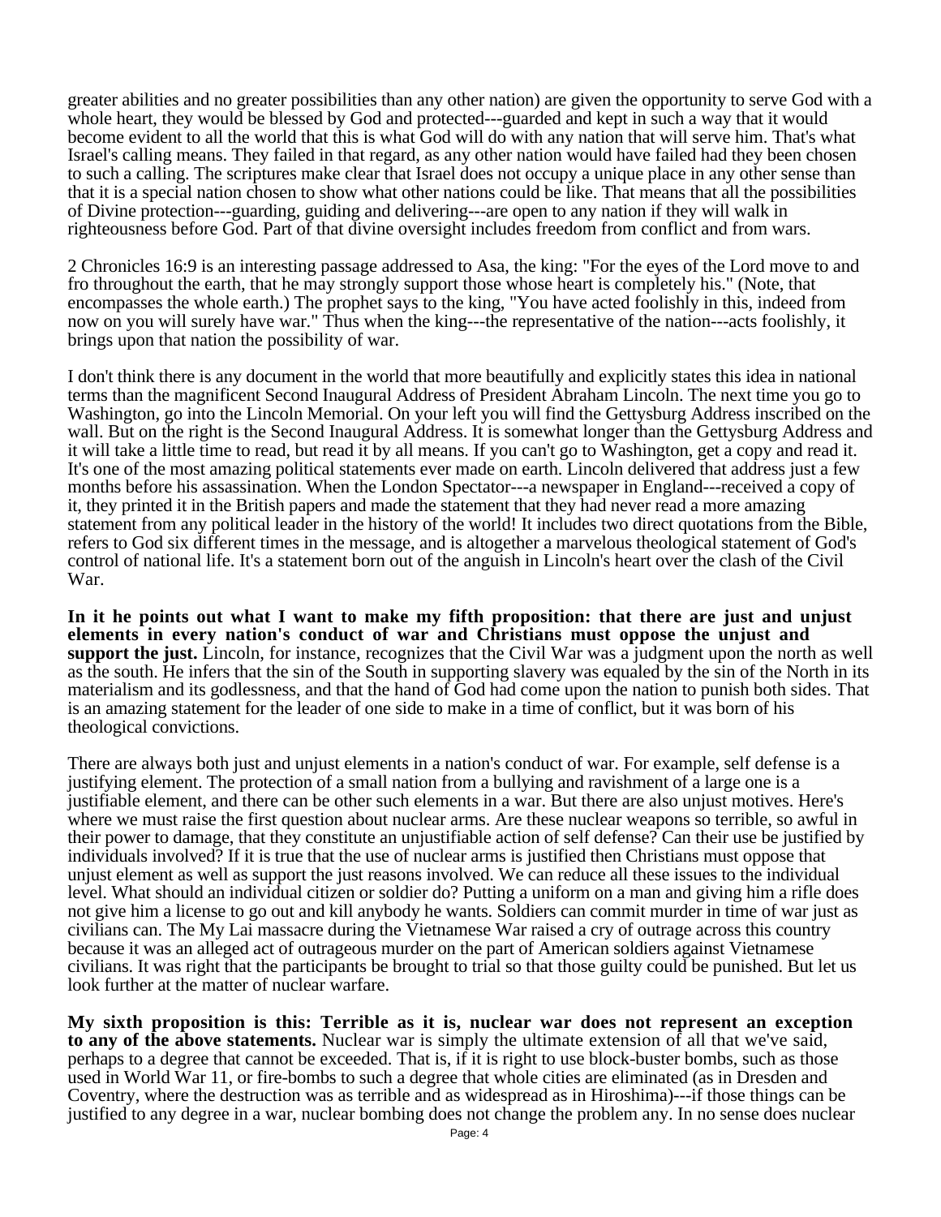greater abilities and no greater possibilities than any other nation) are given the opportunity to serve God with a whole heart, they would be blessed by God and protected---guarded and kept in such a way that it would become evident to all the world that this is what God will do with any nation that will serve him. That's what Israel's calling means. They failed in that regard, as any other nation would have failed had they been chosen to such a calling. The scriptures make clear that Israel does not occupy a unique place in any other sense than that it is a special nation chosen to show what other nations could be like. That means that all the possibilities of Divine protection---guarding, guiding and delivering---are open to any nation if they will walk in righteousness before God. Part of that divine oversight includes freedom from conflict and from wars.

2 Chronicles 16:9 is an interesting passage addressed to Asa, the king: "For the eyes of the Lord move to and fro throughout the earth, that he may strongly support those whose heart is completely his." (Note, that encompasses the whole earth.) The prophet says to the king, "You have acted foolishly in this, indeed from now on you will surely have war." Thus when the king---the representative of the nation---acts foolishly, it brings upon that nation the possibility of war.

I don't think there is any document in the world that more beautifully and explicitly states this idea in national terms than the magnificent Second Inaugural Address of President Abraham Lincoln. The next time you go to Washington, go into the Lincoln Memorial. On your left you will find the Gettysburg Address inscribed on the wall. But on the right is the Second Inaugural Address. It is somewhat longer than the Gettysburg Address and it will take a little time to read, but read it by all means. If you can't go to Washington, get a copy and read it. It's one of the most amazing political statements ever made on earth. Lincoln delivered that address just a few months before his assassination. When the London Spectator---a newspaper in England---received a copy of it, they printed it in the British papers and made the statement that they had never read a more amazing statement from any political leader in the history of the world! It includes two direct quotations from the Bible, refers to God six different times in the message, and is altogether a marvelous theological statement of God's control of national life. It's a statement born out of the anguish in Lincoln's heart over the clash of the Civil War.

**In it he points out what I want to make my fifth proposition: that there are just and unjust elements in every nation's conduct of war and Christians must oppose the unjust and support the just.** Lincoln, for instance, recognizes that the Civil War was a judgment upon the north as well as the south. He infers that the sin of the South in supporting slavery was equaled by the sin of the North in its materialism and its godlessness, and that the hand of God had come upon the nation to punish both sides. That is an amazing statement for the leader of one side to make in a time of conflict, but it was born of his theological convictions.

There are always both just and unjust elements in a nation's conduct of war. For example, self defense is a justifying element. The protection of a small nation from a bullying and ravishment of a large one is a justifiable element, and there can be other such elements in a war. But there are also unjust motives. Here's where we must raise the first question about nuclear arms. Are these nuclear weapons so terrible, so awful in their power to damage, that they constitute an unjustifiable action of self defense? Can their use be justified by individuals involved? If it is true that the use of nuclear arms is justified then Christians must oppose that unjust element as well as support the just reasons involved. We can reduce all these issues to the individual level. What should an individual citizen or soldier do? Putting a uniform on a man and giving him a rifle does not give him a license to go out and kill anybody he wants. Soldiers can commit murder in time of war just as civilians can. The My Lai massacre during the Vietnamese War raised a cry of outrage across this country because it was an alleged act of outrageous murder on the part of American soldiers against Vietnamese civilians. It was right that the participants be brought to trial so that those guilty could be punished. But let us look further at the matter of nuclear warfare.

**My sixth proposition is this: Terrible as it is, nuclear war does not represent an exception to any of the above statements.** Nuclear war is simply the ultimate extension of all that we've said, perhaps to a degree that cannot be exceeded. That is, if it is right to use block-buster bombs, such as those used in World War 11, or fire-bombs to such a degree that whole cities are eliminated (as in Dresden and Coventry, where the destruction was as terrible and as widespread as in Hiroshima)---if those things can be justified to any degree in a war, nuclear bombing does not change the problem any. In no sense does nuclear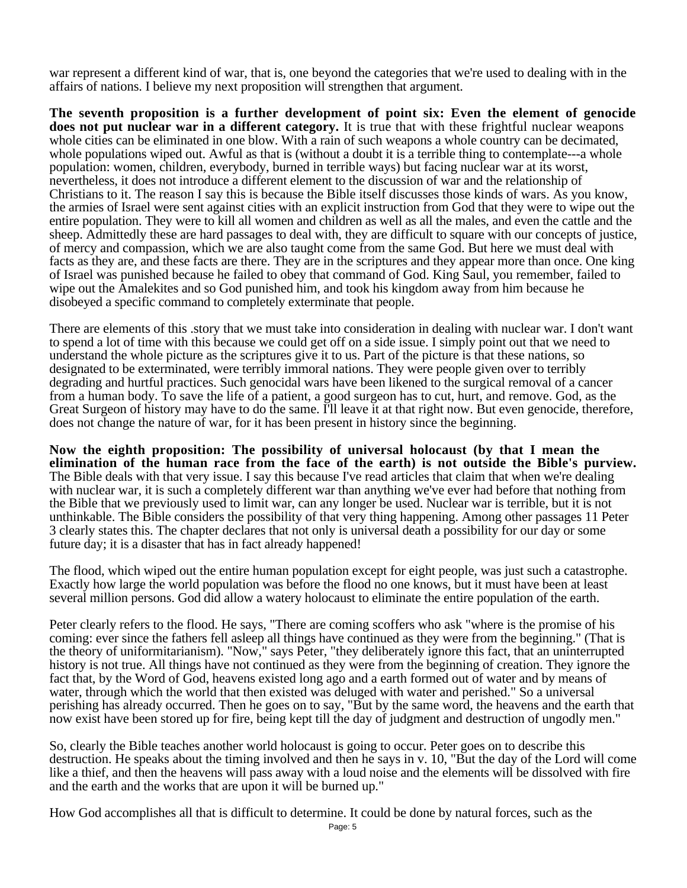war represent a different kind of war, that is, one beyond the categories that we're used to dealing with in the affairs of nations. I believe my next proposition will strengthen that argument.

**The seventh proposition is a further development of point six: Even the element of genocide does not put nuclear war in a different category.** It is true that with these frightful nuclear weapons whole cities can be eliminated in one blow. With a rain of such weapons a whole country can be decimated, whole populations wiped out. Awful as that is (without a doubt it is a terrible thing to contemplate---a whole population: women, children, everybody, burned in terrible ways) but facing nuclear war at its worst, nevertheless, it does not introduce a different element to the discussion of war and the relationship of Christians to it. The reason I say this is because the Bible itself discusses those kinds of wars. As you know, the armies of Israel were sent against cities with an explicit instruction from God that they were to wipe out the entire population. They were to kill all women and children as well as all the males, and even the cattle and the sheep. Admittedly these are hard passages to deal with, they are difficult to square with our concepts of justice, of mercy and compassion, which we are also taught come from the same God. But here we must deal with facts as they are, and these facts are there. They are in the scriptures and they appear more than once. One king of Israel was punished because he failed to obey that command of God. King Saul, you remember, failed to wipe out the Amalekites and so God punished him, and took his kingdom away from him because he disobeyed a specific command to completely exterminate that people.

There are elements of this .story that we must take into consideration in dealing with nuclear war. I don't want to spend a lot of time with this because we could get off on a side issue. I simply point out that we need to understand the whole picture as the scriptures give it to us. Part of the picture is that these nations, so designated to be exterminated, were terribly immoral nations. They were people given over to terribly degrading and hurtful practices. Such genocidal wars have been likened to the surgical removal of a cancer from a human body. To save the life of a patient, a good surgeon has to cut, hurt, and remove. God, as the Great Surgeon of history may have to do the same. I'll leave it at that right now. But even genocide, therefore, does not change the nature of war, for it has been present in history since the beginning.

**Now the eighth proposition: The possibility of universal holocaust (by that I mean the elimination of the human race from the face of the earth) is not outside the Bible's purview.** The Bible deals with that very issue. I say this because I've read articles that claim that when we're dealing with nuclear war, it is such a completely different war than anything we've ever had before that nothing from the Bible that we previously used to limit war, can any longer be used. Nuclear war is terrible, but it is not unthinkable. The Bible considers the possibility of that very thing happening. Among other passages 11 Peter 3 clearly states this. The chapter declares that not only is universal death a possibility for our day or some future day; it is a disaster that has in fact already happened!

The flood, which wiped out the entire human population except for eight people, was just such a catastrophe. Exactly how large the world population was before the flood no one knows, but it must have been at least several million persons. God did allow a watery holocaust to eliminate the entire population of the earth.

Peter clearly refers to the flood. He says, "There are coming scoffers who ask "where is the promise of his coming: ever since the fathers fell asleep all things have continued as they were from the beginning." (That is the theory of uniformitarianism). "Now," says Peter, "they deliberately ignore this fact, that an uninterrupted history is not true. All things have not continued as they were from the beginning of creation. They ignore the fact that, by the Word of God, heavens existed long ago and a earth formed out of water and by means of water, through which the world that then existed was deluged with water and perished." So a universal perishing has already occurred. Then he goes on to say, "But by the same word, the heavens and the earth that now exist have been stored up for fire, being kept till the day of judgment and destruction of ungodly men."

So, clearly the Bible teaches another world holocaust is going to occur. Peter goes on to describe this destruction. He speaks about the timing involved and then he says in v. 10, "But the day of the Lord will come like a thief, and then the heavens will pass away with a loud noise and the elements will be dissolved with fire and the earth and the works that are upon it will be burned up."

How God accomplishes all that is difficult to determine. It could be done by natural forces, such as the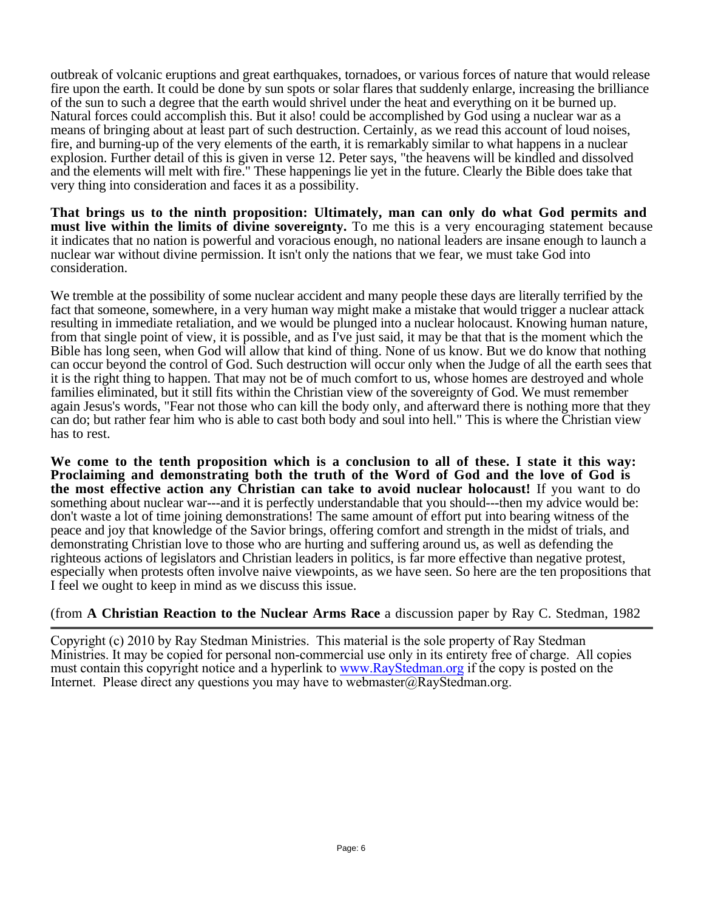outbreak of volcanic eruptions and great earthquakes, tornadoes, or various forces of nature that would release fire upon the earth. It could be done by sun spots or solar flares that suddenly enlarge, increasing the brilliance of the sun to such a degree that the earth would shrivel under the heat and everything on it be burned up. Natural forces could accomplish this. But it also! could be accomplished by God using a nuclear war as a means of bringing about at least part of such destruction. Certainly, as we read this account of loud noises, fire, and burning-up of the very elements of the earth, it is remarkably similar to what happens in a nuclear explosion. Further detail of this is given in verse 12. Peter says, "the heavens will be kindled and dissolved and the elements will melt with fire." These happenings lie yet in the future. Clearly the Bible does take that very thing into consideration and faces it as a possibility.

**That brings us to the ninth proposition: Ultimately, man can only do what God permits and must live within the limits of divine sovereignty.** To me this is a very encouraging statement because it indicates that no nation is powerful and voracious enough, no national leaders are insane enough to launch a nuclear war without divine permission. It isn't only the nations that we fear, we must take God into consideration.

We tremble at the possibility of some nuclear accident and many people these days are literally terrified by the fact that someone, somewhere, in a very human way might make a mistake that would trigger a nuclear attack resulting in immediate retaliation, and we would be plunged into a nuclear holocaust. Knowing human nature, from that single point of view, it is possible, and as I've just said, it may be that that is the moment which the Bible has long seen, when God will allow that kind of thing. None of us know. But we do know that nothing can occur beyond the control of God. Such destruction will occur only when the Judge of all the earth sees that it is the right thing to happen. That may not be of much comfort to us, whose homes are destroyed and whole families eliminated, but it still fits within the Christian view of the sovereignty of God. We must remember again Jesus's words, "Fear not those who can kill the body only, and afterward there is nothing more that they can do; but rather fear him who is able to cast both body and soul into hell." This is where the Christian view has to rest.

**We come to the tenth proposition which is a conclusion to all of these. I state it this way: Proclaiming and demonstrating both the truth of the Word of God and the love of God is the most effective action any Christian can take to avoid nuclear holocaust!** If you want to do something about nuclear war---and it is perfectly understandable that you should---then my advice would be: don't waste a lot of time joining demonstrations! The same amount of effort put into bearing witness of the peace and joy that knowledge of the Savior brings, offering comfort and strength in the midst of trials, and demonstrating Christian love to those who are hurting and suffering around us, as well as defending the righteous actions of legislators and Christian leaders in politics, is far more effective than negative protest, especially when protests often involve naive viewpoints, as we have seen. So here are the ten propositions that I feel we ought to keep in mind as we discuss this issue.

(from **A Christian Reaction to the Nuclear Arms Race** a discussion paper by Ray C. Stedman, 1982

---

Copyright (c) 2010 by Ray Stedman Ministries. This material is the sole property of Ray Stedman Ministries. It may be copied for personal non-commercial use only in its entirety free of charge. All copies must contain this copyright notice and a hyperlink to [www.RayStedman.org](http://www.RayStedman.org) if the copy is posted on the Internet. Please direct any questions you may have to webmaster@RayStedman.org.